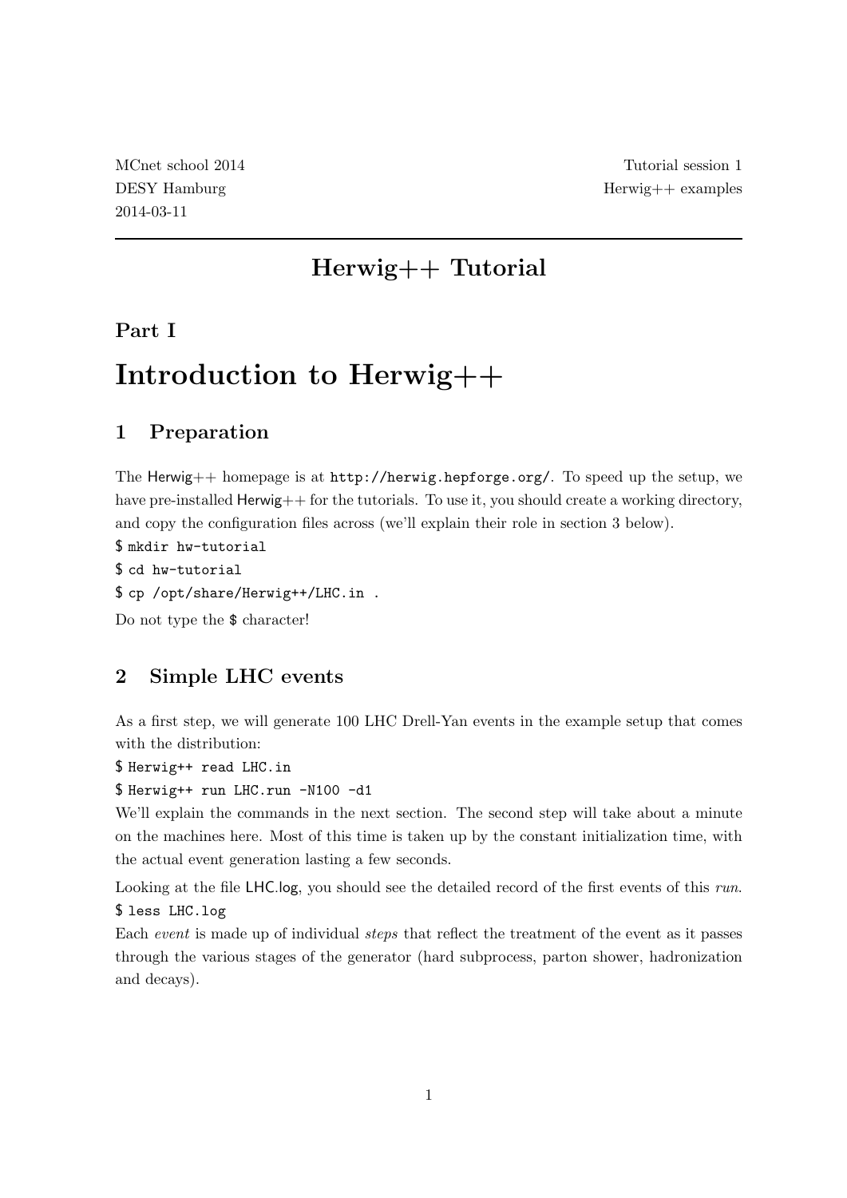MCnet school 2014
DESY Hamburg
2014-03-11

Tutorial session 1
Herwig++ examples

---

# Herwig++ Tutorial

## Part I

# Introduction to Herwig++

## 1 Preparation

The Herwig++ homepage is at `http://herwig.hepforge.org/`. To speed up the setup, we have pre-installed Herwig++ for the tutorials. To use it, you should create a working directory, and copy the configuration files across (we'll explain their role in section 3 below).

```
$ mkdir hw-tutorial
$ cd hw-tutorial
$ cp /opt/share/Herwig++/LHC.in .
```

Do not type the `$` character!

## 2 Simple LHC events

As a first step, we will generate 100 LHC Drell-Yan events in the example setup that comes with the distribution:

```
$ Herwig++ read LHC.in
$ Herwig++ run LHC.run -N100 -d1
```

We'll explain the commands in the next section. The second step will take about a minute on the machines here. Most of this time is taken up by the constant initialization time, with the actual event generation lasting a few seconds.

Looking at the file LHC.log, you should see the detailed record of the first events of this *run*.

```
$ less LHC.log
```

Each *event* is made up of individual *steps* that reflect the treatment of the event as it passes through the various stages of the generator (hard subprocess, parton shower, hadronization and decays).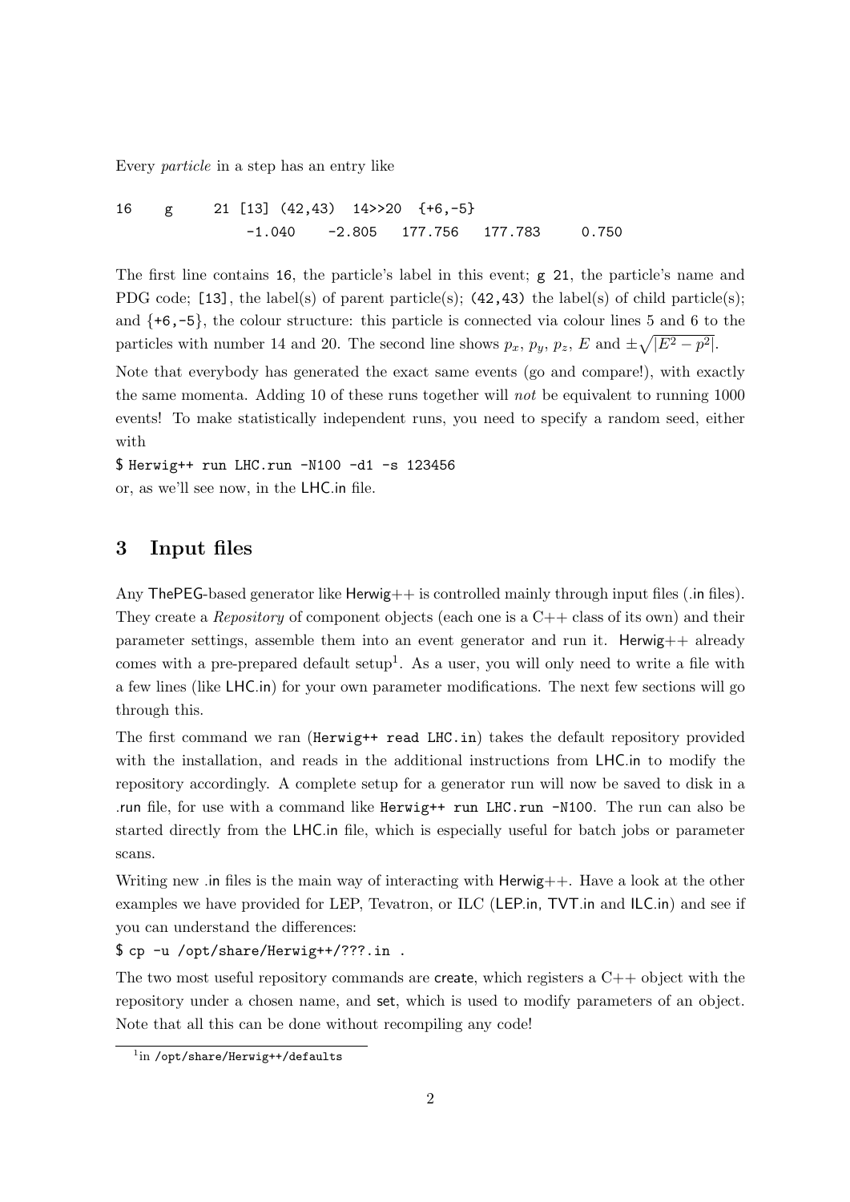Every *particle* in a step has an entry like

```
16    g     21 [13] (42,43)  14>>20  {+6,-5}
                -1.040    -2.805   177.756   177.783      0.750
```

The first line contains `16`, the particle's label in this event; `g 21`, the particle's name and PDG code; `[13]`, the label(s) of parent particle(s); `(42,43)` the label(s) of child particle(s); and `{+6,-5}`, the colour structure: this particle is connected via colour lines 5 and 6 to the particles with number 14 and 20. The second line shows $p_x$, $p_y$, $p_z$, $E$ and $\pm\sqrt{|E^2 - p^2|}$.

Note that everybody has generated the exact same events (go and compare!), with exactly the same momenta. Adding 10 of these runs together will *not* be equivalent to running 1000 events! To make statistically independent runs, you need to specify a random seed, either with

`$ Herwig++ run LHC.run -N100 -d1 -s 123456`

or, as we'll see now, in the LHC.in file.

## 3 Input files

Any ThePEG-based generator like Herwig++ is controlled mainly through input files (.in files). They create a *Repository* of component objects (each one is a C++ class of its own) and their parameter settings, assemble them into an event generator and run it. Herwig++ already comes with a pre-prepared default setup[1]. As a user, you will only need to write a file with a few lines (like LHC.in) for your own parameter modifications. The next few sections will go through this.

The first command we ran (`Herwig++ read LHC.in`) takes the default repository provided with the installation, and reads in the additional instructions from LHC.in to modify the repository accordingly. A complete setup for a generator run will now be saved to disk in a .run file, for use with a command like `Herwig++ run LHC.run -N100`. The run can also be started directly from the LHC.in file, which is especially useful for batch jobs or parameter scans.

Writing new .in files is the main way of interacting with Herwig++. Have a look at the other examples we have provided for LEP, Tevatron, or ILC (LEP.in, TVT.in and ILC.in) and see if you can understand the differences:

`$ cp -u /opt/share/Herwig++/???.in .`

The two most useful repository commands are create, which registers a C++ object with the repository under a chosen name, and set, which is used to modify parameters of an object. Note that all this can be done without recompiling any code!

[1] in `/opt/share/Herwig++/defaults`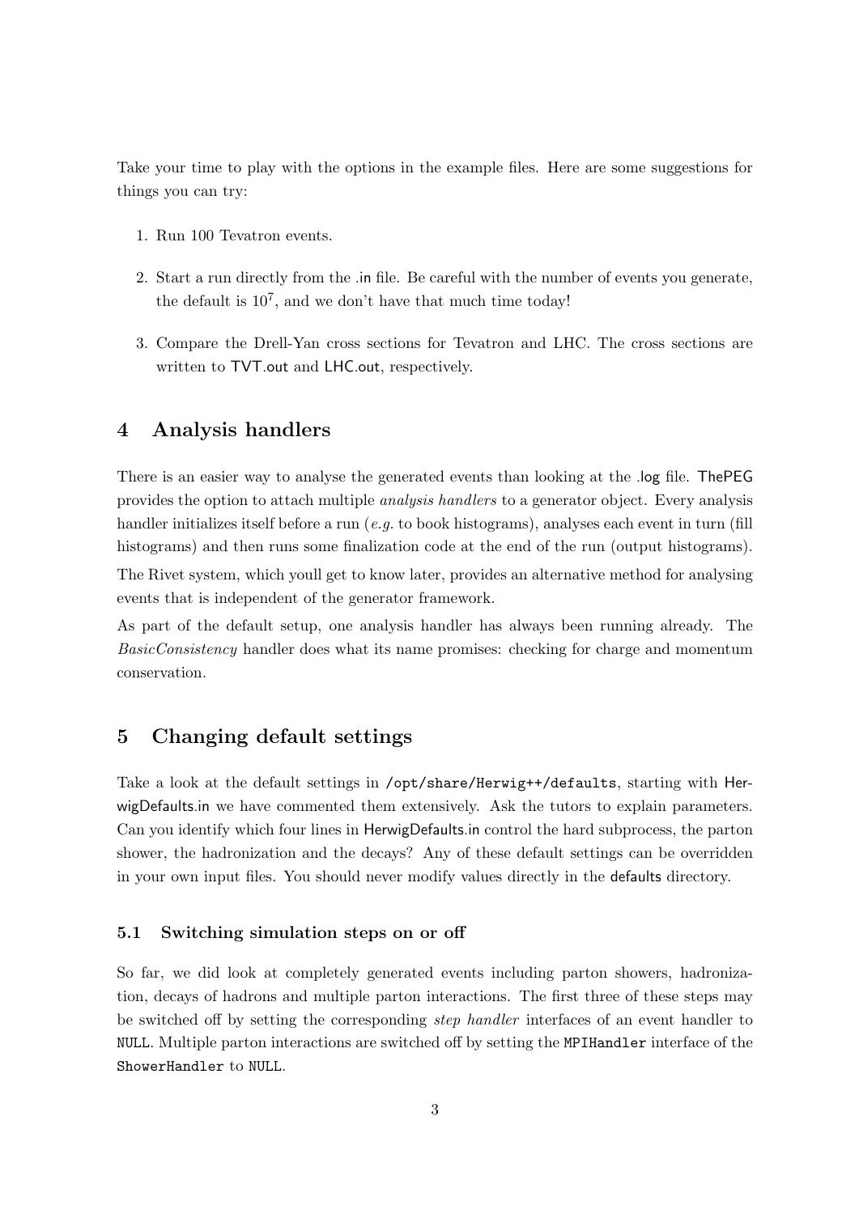Take your time to play with the options in the example files. Here are some suggestions for things you can try:

1. Run 100 Tevatron events.
2. Start a run directly from the .in file. Be careful with the number of events you generate, the default is $10^7$, and we don't have that much time today!
3. Compare the Drell-Yan cross sections for Tevatron and LHC. The cross sections are written to TVT.out and LHC.out, respectively.

## 4 Analysis handlers

There is an easier way to analyse the generated events than looking at the .log file. ThePEG provides the option to attach multiple *analysis handlers* to a generator object. Every analysis handler initializes itself before a run (*e.g.* to book histograms), analyses each event in turn (fill histograms) and then runs some finalization code at the end of the run (output histograms).

The Rivet system, which youll get to know later, provides an alternative method for analysing events that is independent of the generator framework.

As part of the default setup, one analysis handler has always been running already. The *BasicConsistency* handler does what its name promises: checking for charge and momentum conservation.

## 5 Changing default settings

Take a look at the default settings in `/opt/share/Herwig++/defaults`, starting with HerwigDefaults.in we have commented them extensively. Ask the tutors to explain parameters. Can you identify which four lines in HerwigDefaults.in control the hard subprocess, the parton shower, the hadronization and the decays? Any of these default settings can be overridden in your own input files. You should never modify values directly in the defaults directory.

### 5.1 Switching simulation steps on or off

So far, we did look at completely generated events including parton showers, hadronization, decays of hadrons and multiple parton interactions. The first three of these steps may be switched off by setting the corresponding *step handler* interfaces of an event handler to `NULL`. Multiple parton interactions are switched off by setting the `MPIHandler` interface of the `ShowerHandler` to `NULL`.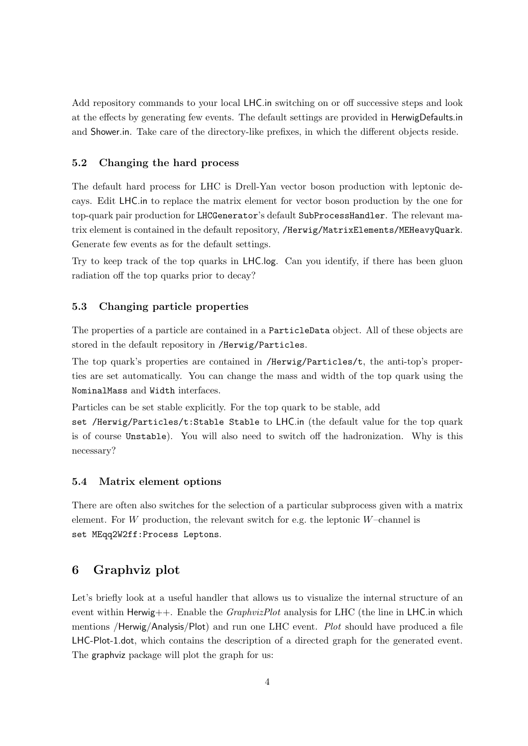Add repository commands to your local LHC.in switching on or off successive steps and look at the effects by generating few events. The default settings are provided in HerwigDefaults.in and Shower.in. Take care of the directory-like prefixes, in which the different objects reside.

### 5.2 Changing the hard process

The default hard process for LHC is Drell-Yan vector boson production with leptonic decays. Edit LHC.in to replace the matrix element for vector boson production by the one for top-quark pair production for `LHCGenerator`'s default `SubProcessHandler`. The relevant matrix element is contained in the default repository, `/Herwig/MatrixElements/MEHeavyQuark`. Generate few events as for the default settings.

Try to keep track of the top quarks in LHC.log. Can you identify, if there has been gluon radiation off the top quarks prior to decay?

### 5.3 Changing particle properties

The properties of a particle are contained in a `ParticleData` object. All of these objects are stored in the default repository in `/Herwig/Particles`.

The top quark's properties are contained in `/Herwig/Particles/t`, the anti-top's properties are set automatically. You can change the mass and width of the top quark using the `NominalMass` and `Width` interfaces.

Particles can be set stable explicitly. For the top quark to be stable, add `set /Herwig/Particles/t:Stable Stable` to LHC.in (the default value for the top quark is of course `Unstable`). You will also need to switch off the hadronization. Why is this necessary?

### 5.4 Matrix element options

There are often also switches for the selection of a particular subprocess given with a matrix element. For $W$ production, the relevant switch for e.g. the leptonic $W$–channel is `set MEqq2W2ff:Process Leptons`.

## 6 Graphviz plot

Let's briefly look at a useful handler that allows us to visualize the internal structure of an event within Herwig++. Enable the *GraphvizPlot* analysis for LHC (the line in LHC.in which mentions /Herwig/Analysis/Plot) and run one LHC event. *Plot* should have produced a file LHC-Plot-1.dot, which contains the description of a directed graph for the generated event. The graphviz package will plot the graph for us: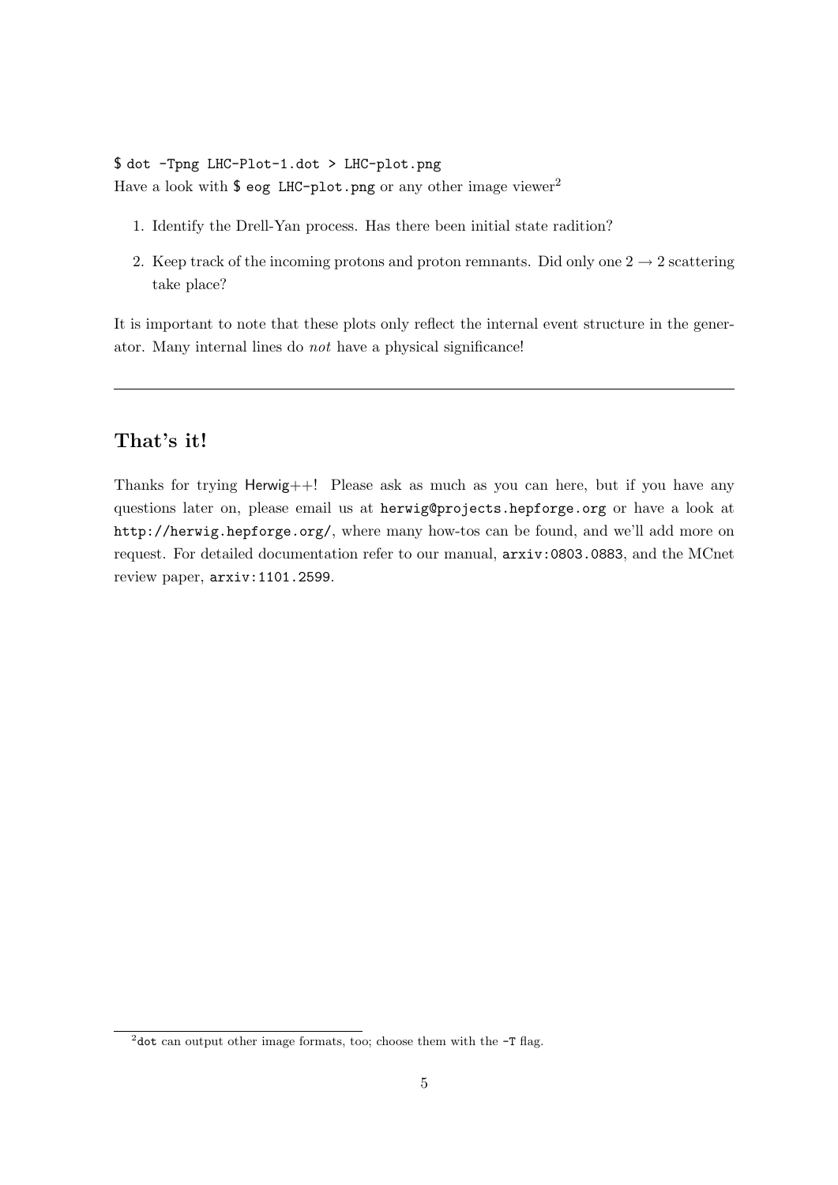```
$ dot -Tpng LHC-Plot-1.dot > LHC-plot.png
```

Have a look with `$ eog LHC-plot.png` or any other image viewer[2]

1. Identify the Drell-Yan process. Has there been initial state radition?
2. Keep track of the incoming protons and proton remnants. Did only one $2 \to 2$ scattering take place?

It is important to note that these plots only reflect the internal event structure in the generator. Many internal lines do *not* have a physical significance!

---

## That's it!

Thanks for trying Herwig++! Please ask as much as you can here, but if you have any questions later on, please email us at `herwig@projects.hepforge.org` or have a look at `http://herwig.hepforge.org/`, where many how-tos can be found, and we'll add more on request. For detailed documentation refer to our manual, `arxiv:0803.0883`, and the MCnet review paper, `arxiv:1101.2599`.

[2] `dot` can output other image formats, too; choose them with the `-T` flag.